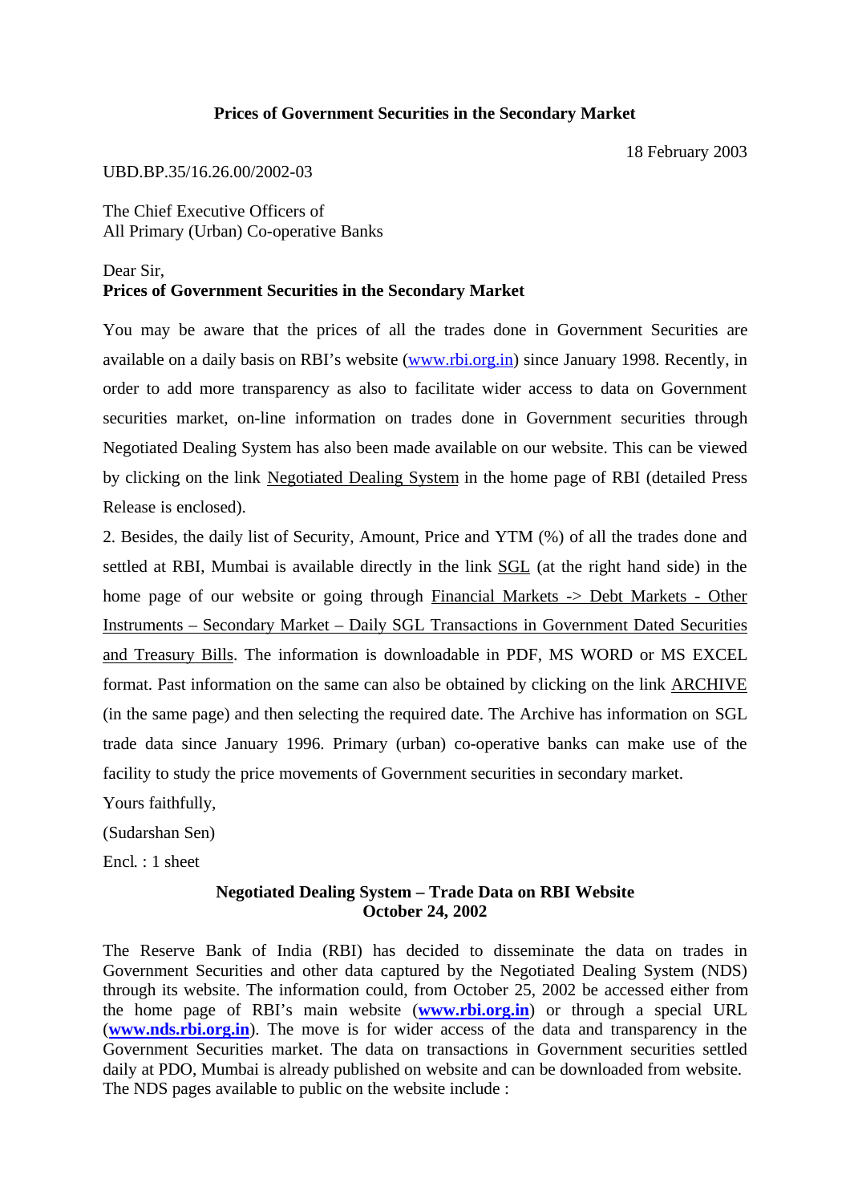# Prices of Government Securities in the Secondary Market

18 February 2003

UBD.BP.35/16.26.00/2002-03

The Chief Executive Officers of
All Primary (Urban) Co-operative Banks

Dear Sir,

**Prices of Government Securities in the Secondary Market**

You may be aware that the prices of all the trades done in Government Securities are available on a daily basis on RBI's website (www.rbi.org.in) since January 1998. Recently, in order to add more transparency as also to facilitate wider access to data on Government securities market, on-line information on trades done in Government securities through Negotiated Dealing System has also been made available on our website. This can be viewed by clicking on the link Negotiated Dealing System in the home page of RBI (detailed Press Release is enclosed).

2. Besides, the daily list of Security, Amount, Price and YTM (%) of all the trades done and settled at RBI, Mumbai is available directly in the link SGL (at the right hand side) in the home page of our website or going through Financial Markets -> Debt Markets - Other Instruments – Secondary Market – Daily SGL Transactions in Government Dated Securities and Treasury Bills. The information is downloadable in PDF, MS WORD or MS EXCEL format. Past information on the same can also be obtained by clicking on the link ARCHIVE (in the same page) and then selecting the required date. The Archive has information on SGL trade data since January 1996. Primary (urban) co-operative banks can make use of the facility to study the price movements of Government securities in secondary market.

Yours faithfully,

(Sudarshan Sen)

Encl. : 1 sheet

## Negotiated Dealing System – Trade Data on RBI Website
**October 24, 2002**

The Reserve Bank of India (RBI) has decided to disseminate the data on trades in Government Securities and other data captured by the Negotiated Dealing System (NDS) through its website. The information could, from October 25, 2002 be accessed either from the home page of RBI's main website (**www.rbi.org.in**) or through a special URL (**www.nds.rbi.org.in**). The move is for wider access of the data and transparency in the Government Securities market. The data on transactions in Government securities settled daily at PDO, Mumbai is already published on website and can be downloaded from website. The NDS pages available to public on the website include :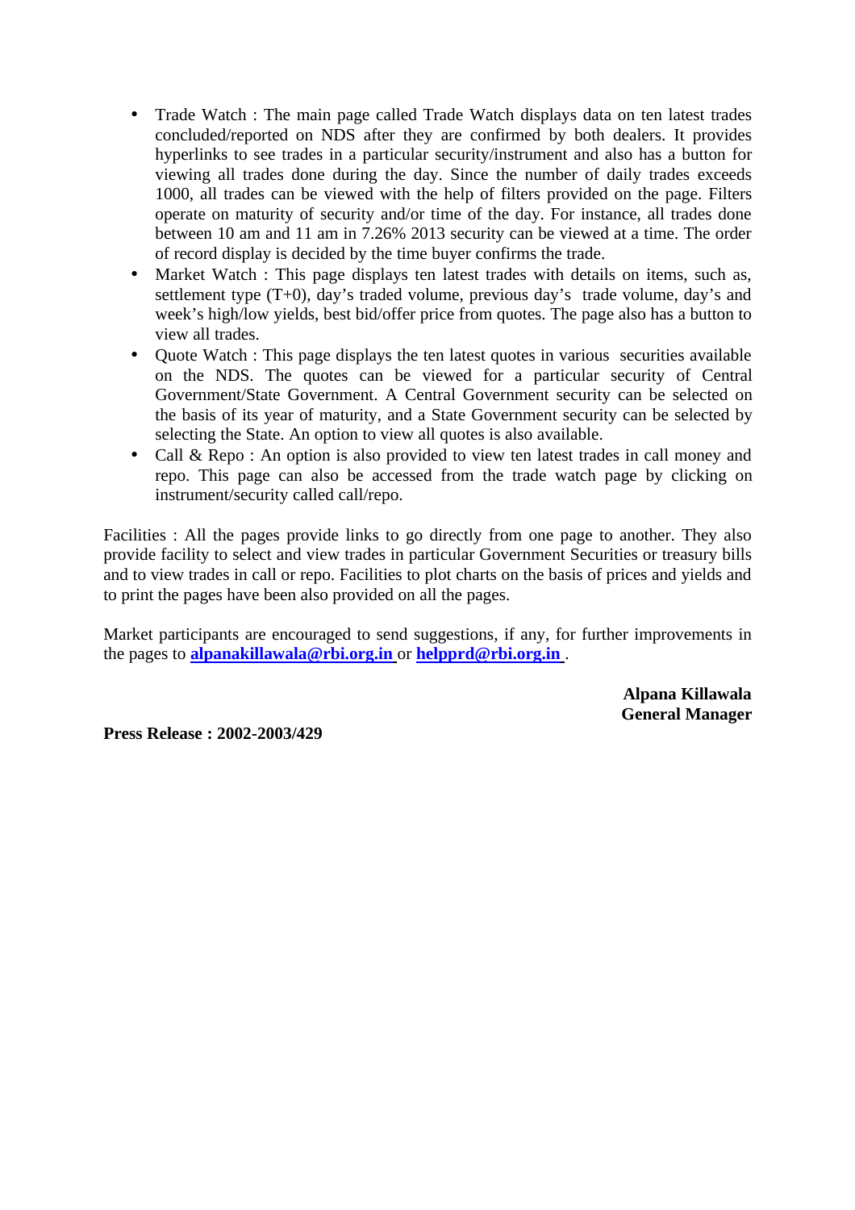- Trade Watch : The main page called Trade Watch displays data on ten latest trades concluded/reported on NDS after they are confirmed by both dealers. It provides hyperlinks to see trades in a particular security/instrument and also has a button for viewing all trades done during the day. Since the number of daily trades exceeds 1000, all trades can be viewed with the help of filters provided on the page. Filters operate on maturity of security and/or time of the day. For instance, all trades done between 10 am and 11 am in 7.26% 2013 security can be viewed at a time. The order of record display is decided by the time buyer confirms the trade.
- Market Watch : This page displays ten latest trades with details on items, such as, settlement type (T+0), day's traded volume, previous day's trade volume, day's and week's high/low yields, best bid/offer price from quotes. The page also has a button to view all trades.
- Quote Watch : This page displays the ten latest quotes in various securities available on the NDS. The quotes can be viewed for a particular security of Central Government/State Government. A Central Government security can be selected on the basis of its year of maturity, and a State Government security can be selected by selecting the State. An option to view all quotes is also available.
- Call & Repo : An option is also provided to view ten latest trades in call money and repo. This page can also be accessed from the trade watch page by clicking on instrument/security called call/repo.

Facilities : All the pages provide links to go directly from one page to another. They also provide facility to select and view trades in particular Government Securities or treasury bills and to view trades in call or repo. Facilities to plot charts on the basis of prices and yields and to print the pages have been also provided on all the pages.

Market participants are encouraged to send suggestions, if any, for further improvements in the pages to **alpanakillawala@rbi.org.in** or **helpprd@rbi.org.in** .

**Alpana Killawala**
**General Manager**

**Press Release : 2002-2003/429**